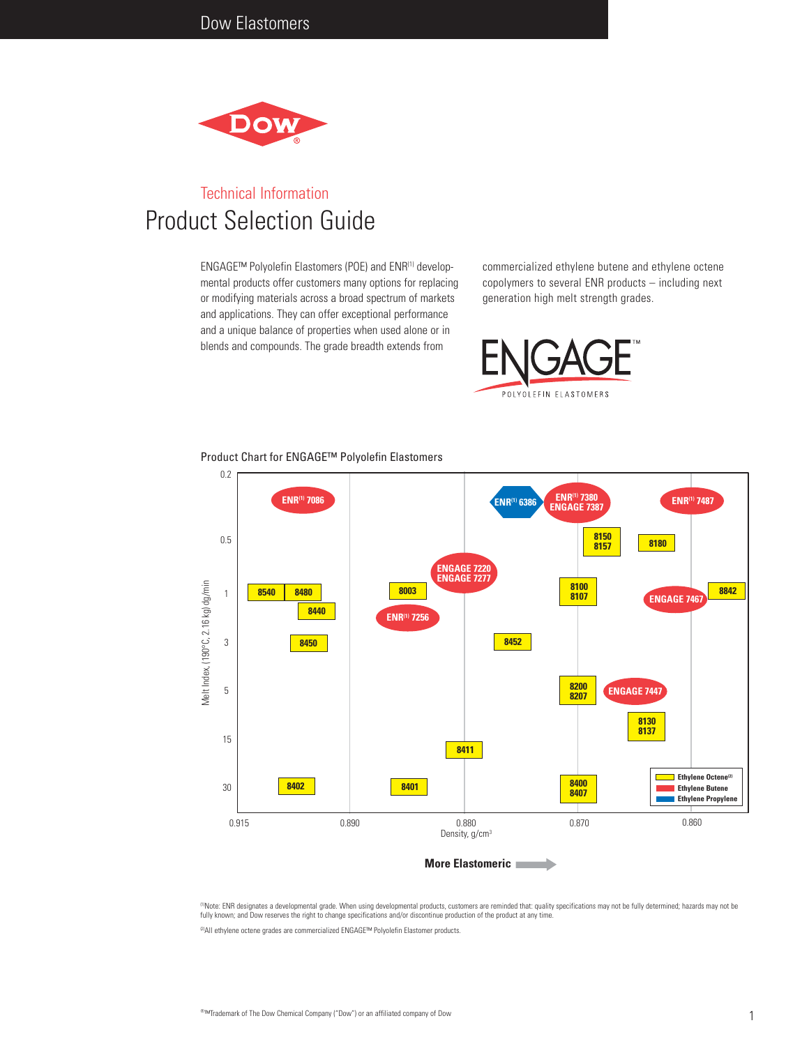Dow Elastomers

# Technical Information

# Product Selection Guide

ENGAGE™ Polyolefin Elastomers (POE) and ENR[1] developmental products offer customers many options for replacing or modifying materials across a broad spectrum of markets and applications. They can offer exceptional performance and a unique balance of properties when used alone or in blends and compounds. The grade breadth extends from commercialized ethylene butene and ethylene octene copolymers to several ENR products – including next generation high melt strength grades.

## Product Chart for ENGAGE™ Polyolefin Elastomers

| Melt Index, (190°C, 2.16 kg) dg/min | Density ~0.915–0.890 g/cm³ | Density ~0.890–0.880 g/cm³ | Density ~0.880–0.870 g/cm³ | Density ~0.870–0.860 g/cm³ |
|---|---|---|---|---|
| 0.2 | ENR[1] 7086 (Ethylene Butene) | | ENR[1] 6386 (Ethylene Propylene); ENR[1] 7380 / ENGAGE 7387 (Ethylene Butene) | ENR[1] 7487 (Ethylene Butene) |
| 0.5 | | | 8150 / 8157 | 8180 |
| 1 | 8540; 8480; 8440 | 8003; ENGAGE 7220 / ENGAGE 7277 (Ethylene Butene); ENR[1] 7256 (Ethylene Butene) | 8100 / 8107 | ENGAGE 7467 (Ethylene Butene); 8842 |
| 3 | 8450 | | 8452 | |
| 5 | | | 8200 / 8207 | ENGAGE 7447 (Ethylene Butene); 8130 / 8137 |
| 15 | | 8411 | | |
| 30 | 8402 | 8401 | 8400 / 8407 | |

Legend: Ethylene Octene[2] (yellow); Ethylene Butene (red); Ethylene Propylene (blue)

Density, g/cm³ (0.915, 0.890, 0.880, 0.870, 0.860) — **More Elastomeric** →

[1]Note: ENR designates a developmental grade. When using developmental products, customers are reminded that: quality specifications may not be fully determined; hazards may not be fully known; and Dow reserves the right to change specifications and/or discontinue production of the product at any time.

[2]All ethylene octene grades are commercialized ENGAGE™ Polyolefin Elastomer products.

®™Trademark of The Dow Chemical Company ("Dow") or an affiliated company of Dow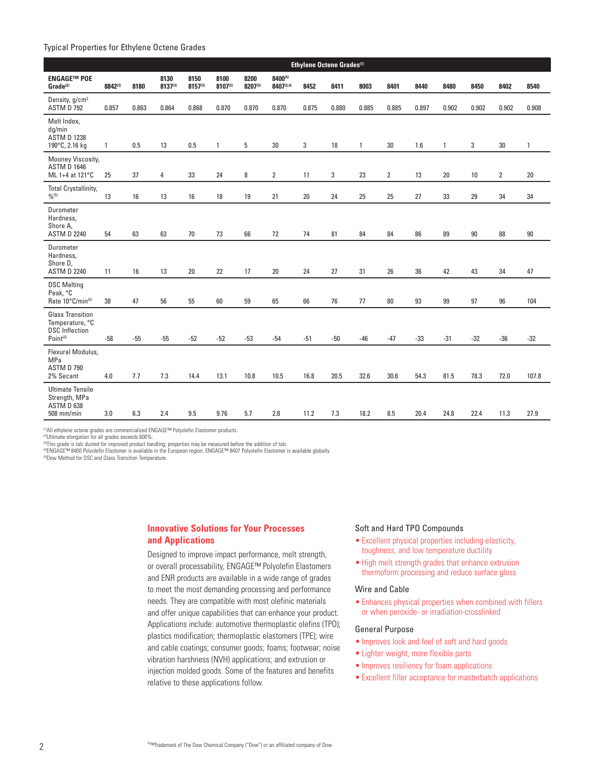Typical Properties for Ethylene Octene Grades

| ENGAGE™ POE Grade[2] | Ethylene Octene Grades[1] | | | | | | | | | | | | | | | |
|---|---|---|---|---|---|---|---|---|---|---|---|---|---|---|---|---|
| | 8842[3] | 8180 | 8130 8137[3] | 8150 8157[3] | 8100 8107[3] | 8200 8207[3] | 8400[4] 8407[3,4] | 8452 | 8411 | 8003 | 8401 | 8440 | 8480 | 8450 | 8402 | 8540 |
| Density, g/cm³ ASTM D 792 | 0.857 | 0.863 | 0.864 | 0.868 | 0.870 | 0.870 | 0.870 | 0.875 | 0.880 | 0.885 | 0.885 | 0.897 | 0.902 | 0.902 | 0.902 | 0.908 |
| Melt Index, dg/min ASTM D 1238 190°C, 2.16 kg | 1 | 0.5 | 13 | 0.5 | 1 | 5 | 30 | 3 | 18 | 1 | 30 | 1.6 | 1 | 3 | 30 | 1 |
| Mooney Viscosity, ASTM D 1646 ML 1+4 at 121°C | 25 | 37 | 4 | 33 | 24 | 8 | 2 | 11 | 3 | 23 | 2 | 13 | 20 | 10 | 2 | 20 |
| Total Crystallinity, %[5] | 13 | 16 | 13 | 16 | 18 | 19 | 21 | 20 | 24 | 25 | 25 | 27 | 33 | 29 | 34 | 34 |
| Durometer Hardness, Shore A, ASTM D 2240 | 54 | 63 | 63 | 70 | 73 | 66 | 72 | 74 | 81 | 84 | 84 | 86 | 89 | 90 | 88 | 90 |
| Durometer Hardness, Shore D, ASTM D 2240 | 11 | 16 | 13 | 20 | 22 | 17 | 20 | 24 | 27 | 31 | 26 | 36 | 42 | 43 | 34 | 47 |
| DSC Melting Peak, °C Rate 10°C/min[5] | 38 | 47 | 56 | 55 | 60 | 59 | 65 | 66 | 76 | 77 | 80 | 93 | 99 | 97 | 96 | 104 |
| Glass Transition Temperature, °C DSC Inflection Point[5] | -58 | -55 | -55 | -52 | -52 | -53 | -54 | -51 | -50 | -46 | -47 | -33 | -31 | -32 | -36 | -32 |
| Flexural Modulus, MPa ASTM D 790 2% Secant | 4.0 | 7.7 | 7.3 | 14.4 | 13.1 | 10.8 | 10.5 | 16.8 | 20.5 | 32.6 | 30.6 | 54.3 | 81.5 | 78.3 | 72.0 | 107.8 |
| Ultimate Tensile Strength, MPa ASTM D 638 508 mm/min | 3.0 | 6.3 | 2.4 | 9.5 | 9.76 | 5.7 | 2.8 | 11.2 | 7.3 | 18.2 | 8.5 | 20.4 | 24.8 | 22.4 | 11.3 | 27.9 |

[1]All ethylene octene grades are commercialized ENGAGE™ Polyolefin Elastomer products.
[2]Ultimate elongation for all grades exceeds 600%.
[3]This grade is talc dusted for improved product handling; properties may be measured before the addition of talc.
[4]ENGAGE™ 8400 Polyolefin Elastomer is available in the European region. ENGAGE™ 8407 Polyolefin Elastomer is available globally.
[5]Dow Method for DSC and Glass Transition Temperature.

## Innovative Solutions for Your Processes and Applications

Designed to improve impact performance, melt strength, or overall processability, ENGAGE™ Polyolefin Elastomers and ENR products are available in a wide range of grades to meet the most demanding processing and performance needs. They are compatible with most olefinic materials and offer unique capabilities that can enhance your product. Applications include: automotive thermoplastic olefins (TPO); plastics modification; thermoplastic elastomers (TPE); wire and cable coatings; consumer goods; foams; footwear; noise vibration harshness (NVH) applications; and extrusion or injection molded goods. Some of the features and benefits relative to these applications follow.

### Soft and Hard TPO Compounds

- Excellent physical properties including elasticity, toughness, and low temperature ductility
- High melt strength grades that enhance extrusion thermoform processing and reduce surface gloss

### Wire and Cable

- Enhances physical properties when combined with fillers or when peroxide- or irradiation-crosslinked

### General Purpose

- Improves look and feel of soft and hard goods
- Lighter weight, more flexible parts
- Improves resiliency for foam applications
- Excellent filler acceptance for masterbatch applications

®™Trademark of The Dow Chemical Company ("Dow") or an affiliated company of Dow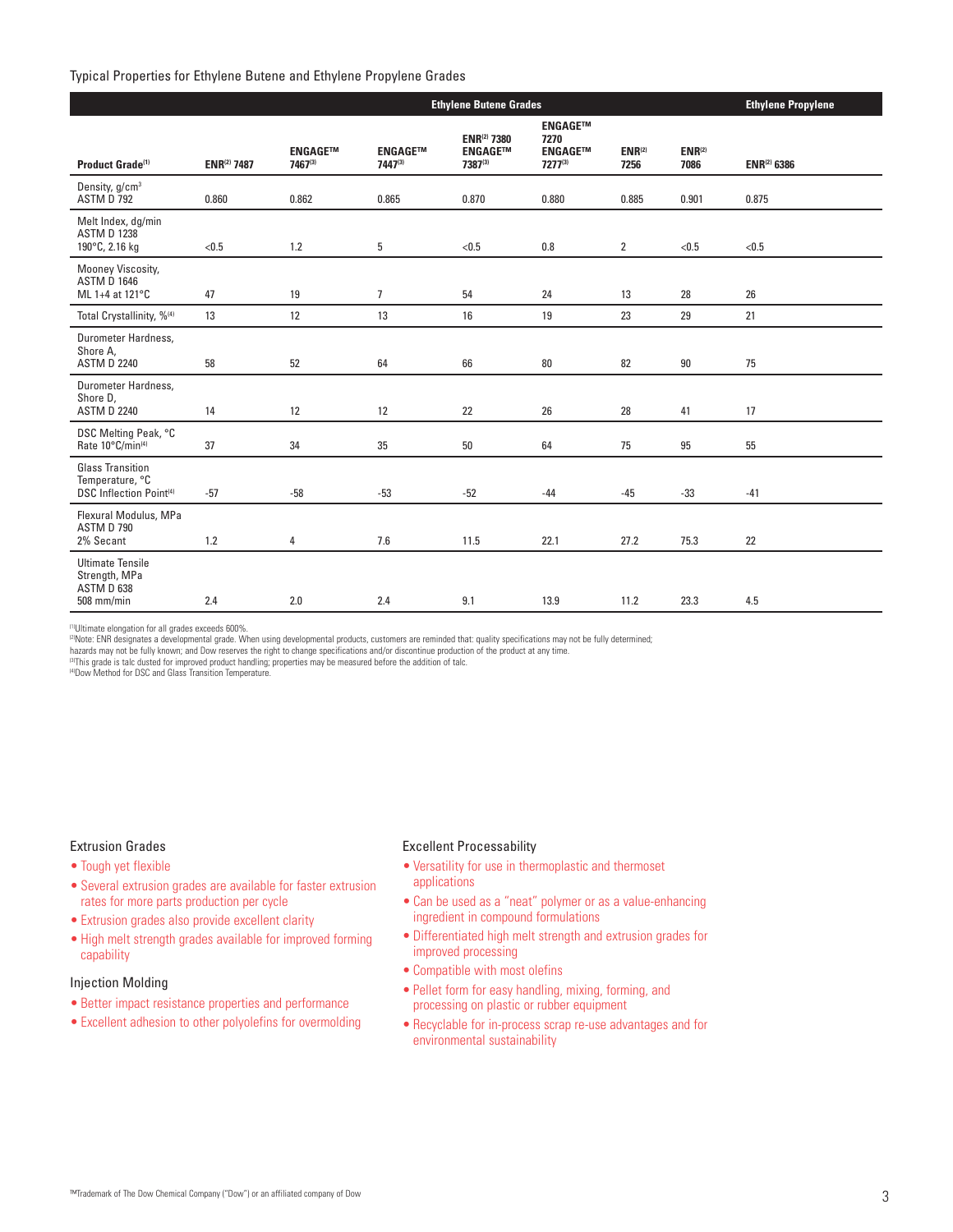Typical Properties for Ethylene Butene and Ethylene Propylene Grades

| | Ethylene Butene Grades | | | | | | | Ethylene Propylene |
|---|---|---|---|---|---|---|---|---|
| Product Grade[1] | ENR[2] 7487 | ENGAGE™ 7467[3] | ENGAGE™ 7447[3] | ENR[2] 7380 ENGAGE™ 7387[3] | ENGAGE™ 7270 ENGAGE™ 7277[3] | ENR[2] 7256 | ENR[2] 7086 | ENR[2] 6386 |
| Density, g/cm³ ASTM D 792 | 0.860 | 0.862 | 0.865 | 0.870 | 0.880 | 0.885 | 0.901 | 0.875 |
| Melt Index, dg/min ASTM D 1238 190°C, 2.16 kg | <0.5 | 1.2 | 5 | <0.5 | 0.8 | 2 | <0.5 | <0.5 |
| Mooney Viscosity, ASTM D 1646 ML 1+4 at 121°C | 47 | 19 | 7 | 54 | 24 | 13 | 28 | 26 |
| Total Crystallinity, %[4] | 13 | 12 | 13 | 16 | 19 | 23 | 29 | 21 |
| Durometer Hardness, Shore A, ASTM D 2240 | 58 | 52 | 64 | 66 | 80 | 82 | 90 | 75 |
| Durometer Hardness, Shore D, ASTM D 2240 | 14 | 12 | 12 | 22 | 26 | 28 | 41 | 17 |
| DSC Melting Peak, °C Rate 10°C/min[4] | 37 | 34 | 35 | 50 | 64 | 75 | 95 | 55 |
| Glass Transition Temperature, °C DSC Inflection Point[4] | -57 | -58 | -53 | -52 | -44 | -45 | -33 | -41 |
| Flexural Modulus, MPa ASTM D 790 2% Secant | 1.2 | 4 | 7.6 | 11.5 | 22.1 | 27.2 | 75.3 | 22 |
| Ultimate Tensile Strength, MPa ASTM D 638 508 mm/min | 2.4 | 2.0 | 2.4 | 9.1 | 13.9 | 11.2 | 23.3 | 4.5 |

[1]Ultimate elongation for all grades exceeds 600%.
[2]Note: ENR designates a developmental grade. When using developmental products, customers are reminded that: quality specifications may not be fully determined; hazards may not be fully known; and Dow reserves the right to change specifications and/or discontinue production of the product at any time.
[3]This grade is talc dusted for improved product handling; properties may be measured before the addition of talc.
[4]Dow Method for DSC and Glass Transition Temperature.

### Extrusion Grades

- Tough yet flexible
- Several extrusion grades are available for faster extrusion rates for more parts production per cycle
- Extrusion grades also provide excellent clarity
- High melt strength grades available for improved forming capability

### Injection Molding

- Better impact resistance properties and performance
- Excellent adhesion to other polyolefins for overmolding

### Excellent Processability

- Versatility for use in thermoplastic and thermoset applications
- Can be used as a "neat" polymer or as a value-enhancing ingredient in compound formulations
- Differentiated high melt strength and extrusion grades for improved processing
- Compatible with most olefins
- Pellet form for easy handling, mixing, forming, and processing on plastic or rubber equipment
- Recyclable for in-process scrap re-use advantages and for environmental sustainability

™Trademark of The Dow Chemical Company ("Dow") or an affiliated company of Dow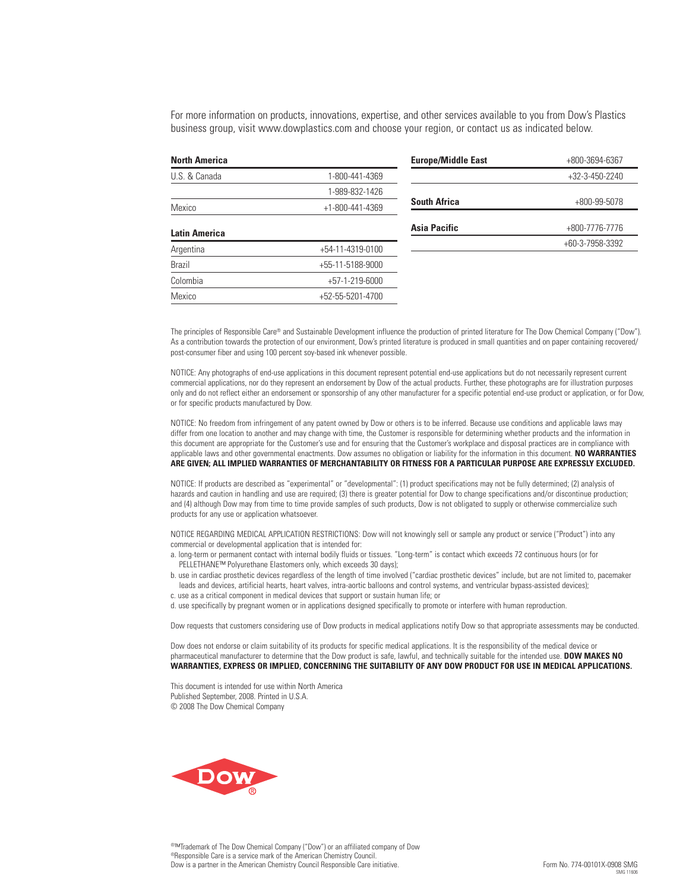For more information on products, innovations, expertise, and other services available to you from Dow's Plastics business group, visit www.dowplastics.com and choose your region, or contact us as indicated below.

| **North America** | |
|---|---|
| U.S. & Canada | 1-800-441-4369 |
| | 1-989-832-1426 |
| Mexico | +1-800-441-4369 |

| **Latin America** | |
|---|---|
| Argentina | +54-11-4319-0100 |
| Brazil | +55-11-5188-9000 |
| Colombia | +57-1-219-6000 |
| Mexico | +52-55-5201-4700 |

| **Europe/Middle East** | +800-3694-6367 |
|---|---|
| | +32-3-450-2240 |

| **South Africa** | +800-99-5078 |
|---|---|

| **Asia Pacific** | +800-7776-7776 |
|---|---|
| | +60-3-7958-3392 |

The principles of Responsible Care® and Sustainable Development influence the production of printed literature for The Dow Chemical Company ("Dow"). As a contribution towards the protection of our environment, Dow's printed literature is produced in small quantities and on paper containing recovered/post-consumer fiber and using 100 percent soy-based ink whenever possible.

NOTICE: Any photographs of end-use applications in this document represent potential end-use applications but do not necessarily represent current commercial applications, nor do they represent an endorsement by Dow of the actual products. Further, these photographs are for illustration purposes only and do not reflect either an endorsement or sponsorship of any other manufacturer for a specific potential end-use product or application, or for Dow, or for specific products manufactured by Dow.

NOTICE: No freedom from infringement of any patent owned by Dow or others is to be inferred. Because use conditions and applicable laws may differ from one location to another and may change with time, the Customer is responsible for determining whether products and the information in this document are appropriate for the Customer's use and for ensuring that the Customer's workplace and disposal practices are in compliance with applicable laws and other governmental enactments. Dow assumes no obligation or liability for the information in this document. **NO WARRANTIES ARE GIVEN; ALL IMPLIED WARRANTIES OF MERCHANTABILITY OR FITNESS FOR A PARTICULAR PURPOSE ARE EXPRESSLY EXCLUDED.**

NOTICE: If products are described as "experimental" or "developmental": (1) product specifications may not be fully determined; (2) analysis of hazards and caution in handling and use are required; (3) there is greater potential for Dow to change specifications and/or discontinue production; and (4) although Dow may from time to time provide samples of such products, Dow is not obligated to supply or otherwise commercialize such products for any use or application whatsoever.

NOTICE REGARDING MEDICAL APPLICATION RESTRICTIONS: Dow will not knowingly sell or sample any product or service ("Product") into any commercial or developmental application that is intended for:

a. long-term or permanent contact with internal bodily fluids or tissues. "Long-term" is contact which exceeds 72 continuous hours (or for PELLETHANE™ Polyurethane Elastomers only, which exceeds 30 days);
b. use in cardiac prosthetic devices regardless of the length of time involved ("cardiac prosthetic devices" include, but are not limited to, pacemaker leads and devices, artificial hearts, heart valves, intra-aortic balloons and control systems, and ventricular bypass-assisted devices);
c. use as a critical component in medical devices that support or sustain human life; or
d. use specifically by pregnant women or in applications designed specifically to promote or interfere with human reproduction.

Dow requests that customers considering use of Dow products in medical applications notify Dow so that appropriate assessments may be conducted.

Dow does not endorse or claim suitability of its products for specific medical applications. It is the responsibility of the medical device or pharmaceutical manufacturer to determine that the Dow product is safe, lawful, and technically suitable for the intended use. **DOW MAKES NO WARRANTIES, EXPRESS OR IMPLIED, CONCERNING THE SUITABILITY OF ANY DOW PRODUCT FOR USE IN MEDICAL APPLICATIONS.**

This document is intended for use within North America
Published September, 2008. Printed in U.S.A.
© 2008 The Dow Chemical Company

DOW®

®™Trademark of The Dow Chemical Company ("Dow") or an affiliated company of Dow
®Responsible Care is a service mark of the American Chemistry Council.
Dow is a partner in the American Chemistry Council Responsible Care initiative.

Form No. 774-00101X-0908 SMG
SMG 11606